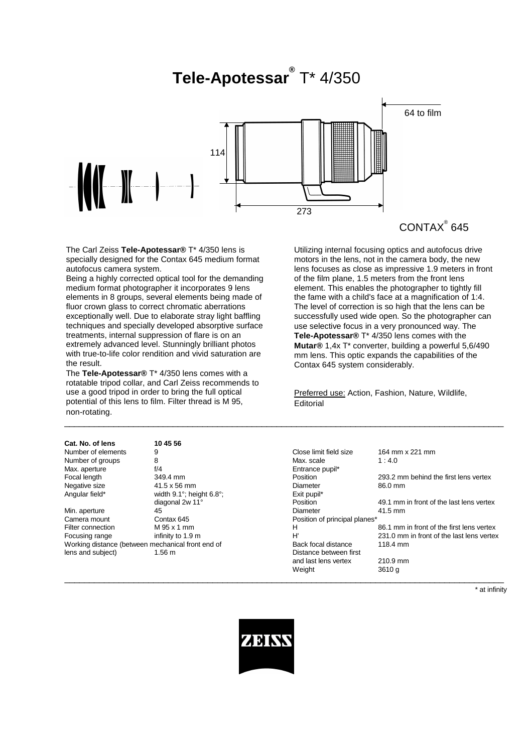# Tele-Apotessar® T* 4/350

64 to film

114

273

CONTAX® 645

The Carl Zeiss **Tele-Apotessar®** T* 4/350 lens is specially designed for the Contax 645 medium format autofocus camera system.
Being a highly corrected optical tool for the demanding medium format photographer it incorporates 9 lens elements in 8 groups, several elements being made of fluor crown glass to correct chromatic aberrations exceptionally well. Due to elaborate stray light baffling techniques and specially developed absorptive surface treatments, internal suppression of flare is on an extremely advanced level. Stunningly brilliant photos with true-to-life color rendition and vivid saturation are the result.
The **Tele-Apotessar®** T* 4/350 lens comes with a rotatable tripod collar, and Carl Zeiss recommends to use a good tripod in order to bring the full optical potential of this lens to film. Filter thread is M 95, non-rotating.

Utilizing internal focusing optics and autofocus drive motors in the lens, not in the camera body, the new lens focuses as close as impressive 1.9 meters in front of the film plane, 1.5 meters from the front lens element. This enables the photographer to tightly fill the fame with a child's face at a magnification of 1:4. The level of correction is so high that the lens can be successfully used wide open. So the photographer can use selective focus in a very pronounced way. The **Tele-Apotessar®** T* 4/350 lens comes with the **Mutar®** 1,4x T* converter, building a powerful 5,6/490 mm lens. This optic expands the capabilities of the Contax 645 system considerably.

Preferred use: Action, Fashion, Nature, Wildlife, Editorial

| **Cat. No. of lens** | **10 45 56** |
|---|---|
| Number of elements | 9 |
| Number of groups | 8 |
| Max. aperture | f/4 |
| Focal length | 349.4 mm |
| Negative size | 41.5 x 56 mm |
| Angular field* | width 9.1°; height 6.8°; diagonal 2w 11° |
| Min. aperture | 45 |
| Camera mount | Contax 645 |
| Filter connection | M 95 x 1 mm |
| Focusing range | infinity to 1.9 m |
| Working distance (between mechanical front end of lens and subject) | 1.56 m |
| Close limit field size | 164 mm x 221 mm |
| Max. scale | 1 : 4.0 |
| Entrance pupil* | |
| Position | 293.2 mm behind the first lens vertex |
| Diameter | 86.0 mm |
| Exit pupil* | |
| Position | 49.1 mm in front of the last lens vertex |
| Diameter | 41.5 mm |
| Position of principal planes* | |
| H | 86.1 mm in front of the first lens vertex |
| H' | 231.0 mm in front of the last lens vertex |
| Back focal distance | 118.4 mm |
| Distance between first and last lens vertex | 210.9 mm |
| Weight | 3610 g |

\* at infinity

ZEISS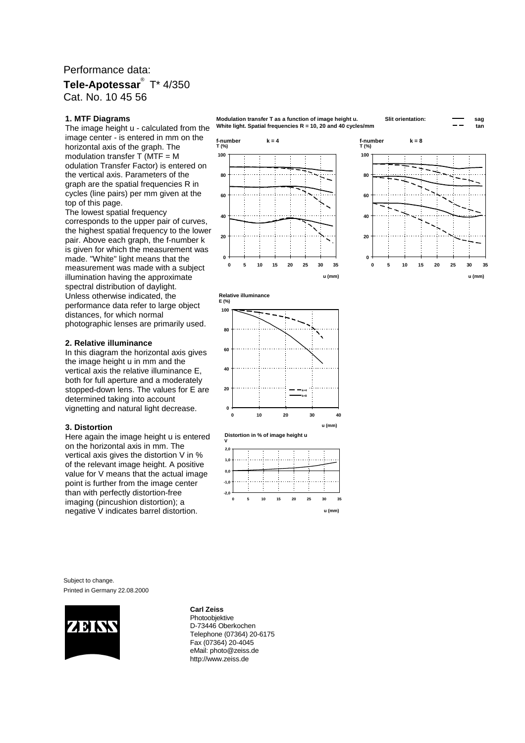Performance data:

**Tele-Apotessar® T\* 4/350**

Cat. No. 10 45 56

### 1. MTF Diagrams

The image height u - calculated from the image center - is entered in mm on the horizontal axis of the graph. The modulation transfer T (MTF = Modulation Transfer Factor) is entered on the vertical axis. Parameters of the graph are the spatial frequencies R in cycles (line pairs) per mm given at the top of this page.
The lowest spatial frequency corresponds to the upper pair of curves, the highest spatial frequency to the lower pair. Above each graph, the f-number k is given for which the measurement was made. "White" light means that the measurement was made with a subject illumination having the approximate spectral distribution of daylight.
Unless otherwise indicated, the performance data refer to large object distances, for which normal photographic lenses are primarily used.

### 2. Relative illuminance

In this diagram the horizontal axis gives the image height u in mm and the vertical axis the relative illuminance E, both for full aperture and a moderately stopped-down lens. The values for E are determined taking into account vignetting and natural light decrease.

### 3. Distortion

Here again the image height u is entered on the horizontal axis in mm. The vertical axis gives the distortion V in % of the relevant image height. A positive value for V means that the actual image point is further from the image center than with perfectly distortion-free imaging (pincushion distortion); a negative V indicates barrel distortion.

**Modulation transfer T as a function of image height u.**
**White light. Spatial frequencies R = 10, 20 and 40 cycles/mm**

**Slit orientation:** sag / tan

f-number k = 4
T (%)
100, 80, 60, 40, 20, 0
0, 5, 10, 15, 20, 25, 30, 35
u (mm)

f-number k = 8
T (%)
100, 80, 60, 40, 20, 0
0, 5, 10, 15, 20, 25, 30, 35
u (mm)

**Relative illuminance**
E (%)
100, 80, 60, 40, 20, 0
0, 10, 20, 30, 40
k=4
k=8
u (mm)

**Distortion in % of image height u**
V
2,0, 1,0, 0,0, -1,0, -2,0
0, 5, 10, 15, 20, 25, 30, 35
u (mm)

Subject to change.
Printed in Germany 22.08.2000

ZEISS

**Carl Zeiss**
Photoobjektive
D-73446 Oberkochen
Telephone (07364) 20-6175
Fax (07364) 20-4045
eMail: photo@zeiss.de
http://www.zeiss.de